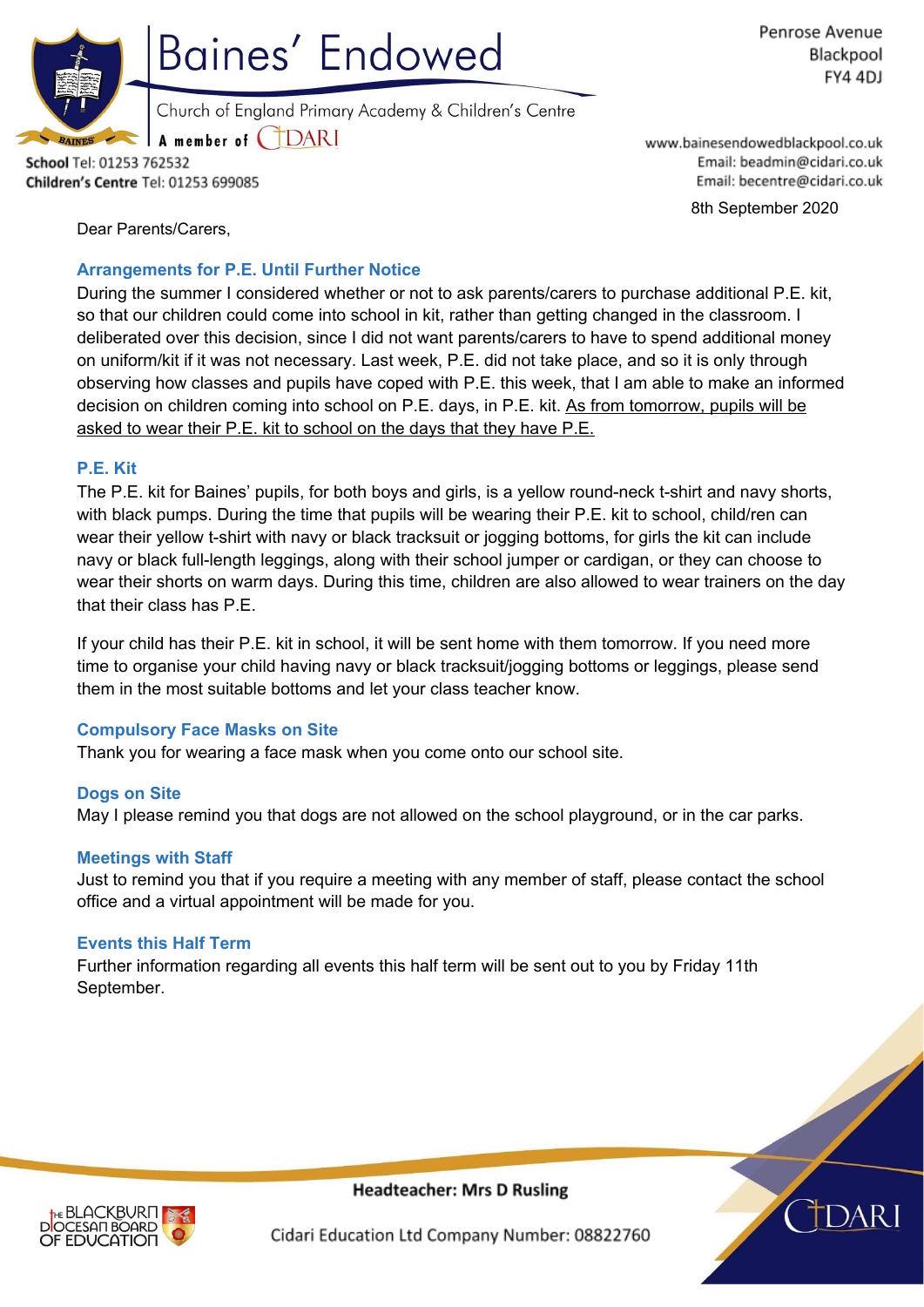# Baines' Endowed

Church of England Primary Academy & Children's Centre

A member of CIDARI

**School** Tel: 01253 762532
**Children's Centre** Tel: 01253 699085

Penrose Avenue
Blackpool
FY4 4DJ

www.bainesendowedblackpool.co.uk
Email: beadmin@cidari.co.uk
Email: becentre@cidari.co.uk

8th September 2020

Dear Parents/Carers,

## Arrangements for P.E. Until Further Notice

During the summer I considered whether or not to ask parents/carers to purchase additional P.E. kit, so that our children could come into school in kit, rather than getting changed in the classroom. I deliberated over this decision, since I did not want parents/carers to have to spend additional money on uniform/kit if it was not necessary. Last week, P.E. did not take place, and so it is only through observing how classes and pupils have coped with P.E. this week, that I am able to make an informed decision on children coming into school on P.E. days, in P.E. kit. As from tomorrow, pupils will be asked to wear their P.E. kit to school on the days that they have P.E.

## P.E. Kit

The P.E. kit for Baines' pupils, for both boys and girls, is a yellow round-neck t-shirt and navy shorts, with black pumps. During the time that pupils will be wearing their P.E. kit to school, child/ren can wear their yellow t-shirt with navy or black tracksuit or jogging bottoms, for girls the kit can include navy or black full-length leggings, along with their school jumper or cardigan, or they can choose to wear their shorts on warm days. During this time, children are also allowed to wear trainers on the day that their class has P.E.

If your child has their P.E. kit in school, it will be sent home with them tomorrow. If you need more time to organise your child having navy or black tracksuit/jogging bottoms or leggings, please send them in the most suitable bottoms and let your class teacher know.

## Compulsory Face Masks on Site

Thank you for wearing a face mask when you come onto our school site.

## Dogs on Site

May I please remind you that dogs are not allowed on the school playground, or in the car parks.

## Meetings with Staff

Just to remind you that if you require a meeting with any member of staff, please contact the school office and a virtual appointment will be made for you.

## Events this Half Term

Further information regarding all events this half term will be sent out to you by Friday 11th September.

**Headteacher: Mrs D Rusling**

Cidari Education Ltd Company Number: 08822760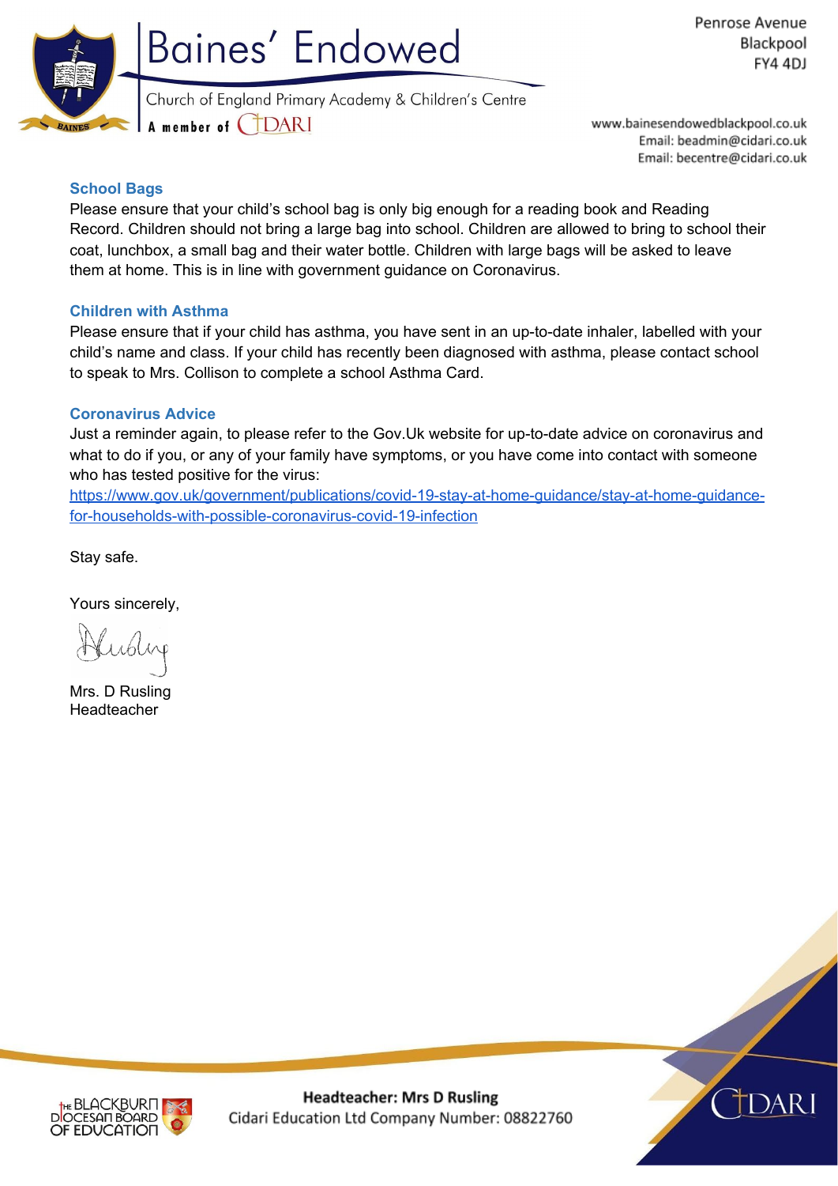### School Bags

Please ensure that your child's school bag is only big enough for a reading book and Reading Record. Children should not bring a large bag into school. Children are allowed to bring to school their coat, lunchbox, a small bag and their water bottle. Children with large bags will be asked to leave them at home. This is in line with government guidance on Coronavirus.

### Children with Asthma

Please ensure that if your child has asthma, you have sent in an up-to-date inhaler, labelled with your child's name and class. If your child has recently been diagnosed with asthma, please contact school to speak to Mrs. Collison to complete a school Asthma Card.

### Coronavirus Advice

Just a reminder again, to please refer to the Gov.Uk website for up-to-date advice on coronavirus and what to do if you, or any of your family have symptoms, or you have come into contact with someone who has tested positive for the virus:
https://www.gov.uk/government/publications/covid-19-stay-at-home-guidance/stay-at-home-guidance-for-households-with-possible-coronavirus-covid-19-infection

Stay safe.

Yours sincerely,

Mrs. D Rusling
Headteacher